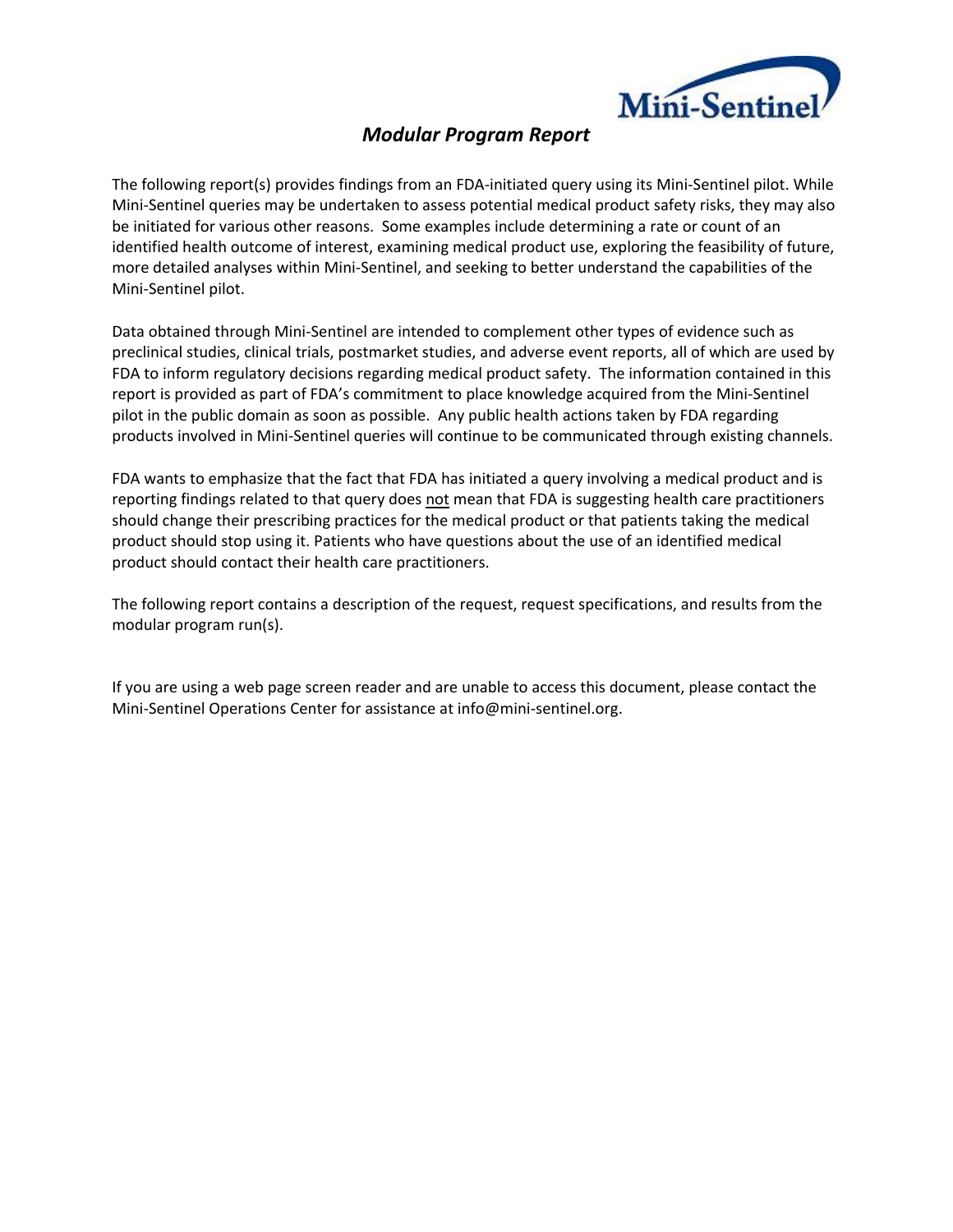# *Modular Program Report*

The following report(s) provides findings from an FDA-initiated query using its Mini-Sentinel pilot. While Mini-Sentinel queries may be undertaken to assess potential medical product safety risks, they may also be initiated for various other reasons. Some examples include determining a rate or count of an identified health outcome of interest, examining medical product use, exploring the feasibility of future, more detailed analyses within Mini-Sentinel, and seeking to better understand the capabilities of the Mini-Sentinel pilot.

Data obtained through Mini-Sentinel are intended to complement other types of evidence such as preclinical studies, clinical trials, postmarket studies, and adverse event reports, all of which are used by FDA to inform regulatory decisions regarding medical product safety. The information contained in this report is provided as part of FDA's commitment to place knowledge acquired from the Mini-Sentinel pilot in the public domain as soon as possible. Any public health actions taken by FDA regarding products involved in Mini-Sentinel queries will continue to be communicated through existing channels.

FDA wants to emphasize that the fact that FDA has initiated a query involving a medical product and is reporting findings related to that query does not mean that FDA is suggesting health care practitioners should change their prescribing practices for the medical product or that patients taking the medical product should stop using it. Patients who have questions about the use of an identified medical product should contact their health care practitioners.

The following report contains a description of the request, request specifications, and results from the modular program run(s).

If you are using a web page screen reader and are unable to access this document, please contact the Mini-Sentinel Operations Center for assistance at info@mini-sentinel.org.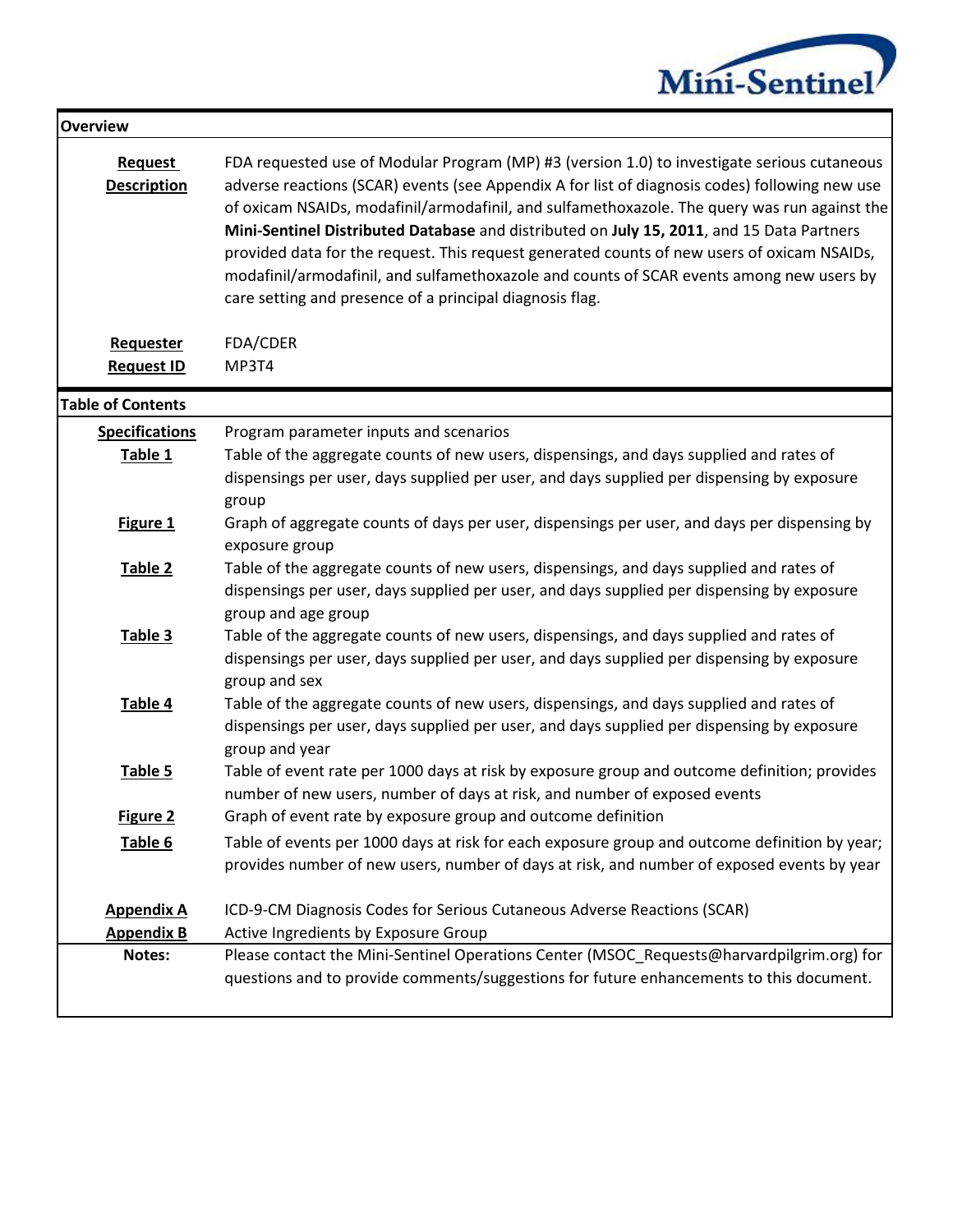## Overview

| | |
|---|---|
| **Request Description** | FDA requested use of Modular Program (MP) #3 (version 1.0) to investigate serious cutaneous adverse reactions (SCAR) events (see Appendix A for list of diagnosis codes) following new use of oxicam NSAIDs, modafinil/armodafinil, and sulfamethoxazole. The query was run against the **Mini-Sentinel Distributed Database** and distributed on **July 15, 2011**, and 15 Data Partners provided data for the request. This request generated counts of new users of oxicam NSAIDs, modafinil/armodafinil, and sulfamethoxazole and counts of SCAR events among new users by care setting and presence of a principal diagnosis flag. |
| **Requester** | FDA/CDER |
| **Request ID** | MP3T4 |

## Table of Contents

| | |
|---|---|
| **Specifications** | Program parameter inputs and scenarios |
| **Table 1** | Table of the aggregate counts of new users, dispensings, and days supplied and rates of dispensings per user, days supplied per user, and days supplied per dispensing by exposure group |
| **Figure 1** | Graph of aggregate counts of days per user, dispensings per user, and days per dispensing by exposure group |
| **Table 2** | Table of the aggregate counts of new users, dispensings, and days supplied and rates of dispensings per user, days supplied per user, and days supplied per dispensing by exposure group and age group |
| **Table 3** | Table of the aggregate counts of new users, dispensings, and days supplied and rates of dispensings per user, days supplied per user, and days supplied per dispensing by exposure group and sex |
| **Table 4** | Table of the aggregate counts of new users, dispensings, and days supplied and rates of dispensings per user, days supplied per user, and days supplied per dispensing by exposure group and year |
| **Table 5** | Table of event rate per 1000 days at risk by exposure group and outcome definition; provides number of new users, number of days at risk, and number of exposed events |
| **Figure 2** | Graph of event rate by exposure group and outcome definition |
| **Table 6** | Table of events per 1000 days at risk for each exposure group and outcome definition by year; provides number of new users, number of days at risk, and number of exposed events by year |
| **Appendix A** | ICD-9-CM Diagnosis Codes for Serious Cutaneous Adverse Reactions (SCAR) |
| **Appendix B** | Active Ingredients by Exposure Group |
| **Notes:** | Please contact the Mini-Sentinel Operations Center (MSOC_Requests@harvardpilgrim.org) for questions and to provide comments/suggestions for future enhancements to this document. |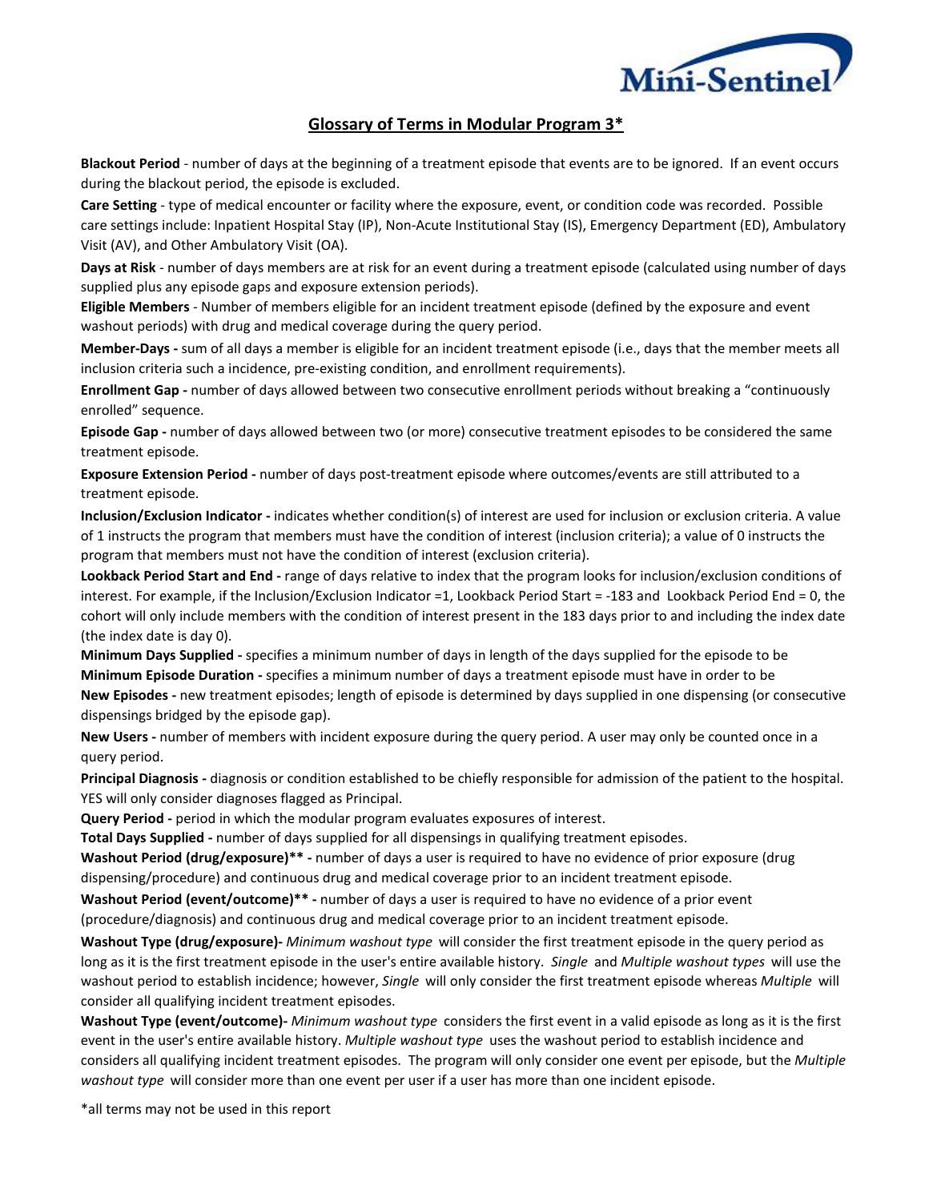## Glossary of Terms in Modular Program 3*

**Blackout Period** - number of days at the beginning of a treatment episode that events are to be ignored. If an event occurs during the blackout period, the episode is excluded.

**Care Setting** - type of medical encounter or facility where the exposure, event, or condition code was recorded. Possible care settings include: Inpatient Hospital Stay (IP), Non-Acute Institutional Stay (IS), Emergency Department (ED), Ambulatory Visit (AV), and Other Ambulatory Visit (OA).

**Days at Risk** - number of days members are at risk for an event during a treatment episode (calculated using number of days supplied plus any episode gaps and exposure extension periods).

**Eligible Members** - Number of members eligible for an incident treatment episode (defined by the exposure and event washout periods) with drug and medical coverage during the query period.

**Member-Days -** sum of all days a member is eligible for an incident treatment episode (i.e., days that the member meets all inclusion criteria such a incidence, pre-existing condition, and enrollment requirements).

**Enrollment Gap -** number of days allowed between two consecutive enrollment periods without breaking a "continuously enrolled" sequence.

**Episode Gap -** number of days allowed between two (or more) consecutive treatment episodes to be considered the same treatment episode.

**Exposure Extension Period -** number of days post-treatment episode where outcomes/events are still attributed to a treatment episode.

**Inclusion/Exclusion Indicator -** indicates whether condition(s) of interest are used for inclusion or exclusion criteria. A value of 1 instructs the program that members must have the condition of interest (inclusion criteria); a value of 0 instructs the program that members must not have the condition of interest (exclusion criteria).

**Lookback Period Start and End -** range of days relative to index that the program looks for inclusion/exclusion conditions of interest. For example, if the Inclusion/Exclusion Indicator =1, Lookback Period Start = -183 and Lookback Period End = 0, the cohort will only include members with the condition of interest present in the 183 days prior to and including the index date (the index date is day 0).

**Minimum Days Supplied -** specifies a minimum number of days in length of the days supplied for the episode to be

**Minimum Episode Duration -** specifies a minimum number of days a treatment episode must have in order to be

**New Episodes -** new treatment episodes; length of episode is determined by days supplied in one dispensing (or consecutive dispensings bridged by the episode gap).

**New Users -** number of members with incident exposure during the query period. A user may only be counted once in a query period.

**Principal Diagnosis -** diagnosis or condition established to be chiefly responsible for admission of the patient to the hospital. YES will only consider diagnoses flagged as Principal.

**Query Period -** period in which the modular program evaluates exposures of interest.

**Total Days Supplied -** number of days supplied for all dispensings in qualifying treatment episodes.

**Washout Period (drug/exposure)** -** number of days a user is required to have no evidence of prior exposure (drug dispensing/procedure) and continuous drug and medical coverage prior to an incident treatment episode.

**Washout Period (event/outcome)** -** number of days a user is required to have no evidence of a prior event (procedure/diagnosis) and continuous drug and medical coverage prior to an incident treatment episode.

**Washout Type (drug/exposure)-** *Minimum washout type* will consider the first treatment episode in the query period as long as it is the first treatment episode in the user's entire available history. *Single* and *Multiple washout types* will use the washout period to establish incidence; however, *Single* will only consider the first treatment episode whereas *Multiple* will consider all qualifying incident treatment episodes.

**Washout Type (event/outcome)-** *Minimum washout type* considers the first event in a valid episode as long as it is the first event in the user's entire available history. *Multiple washout type* uses the washout period to establish incidence and considers all qualifying incident treatment episodes. The program will only consider one event per episode, but the *Multiple washout type* will consider more than one event per user if a user has more than one incident episode.

*all terms may not be used in this report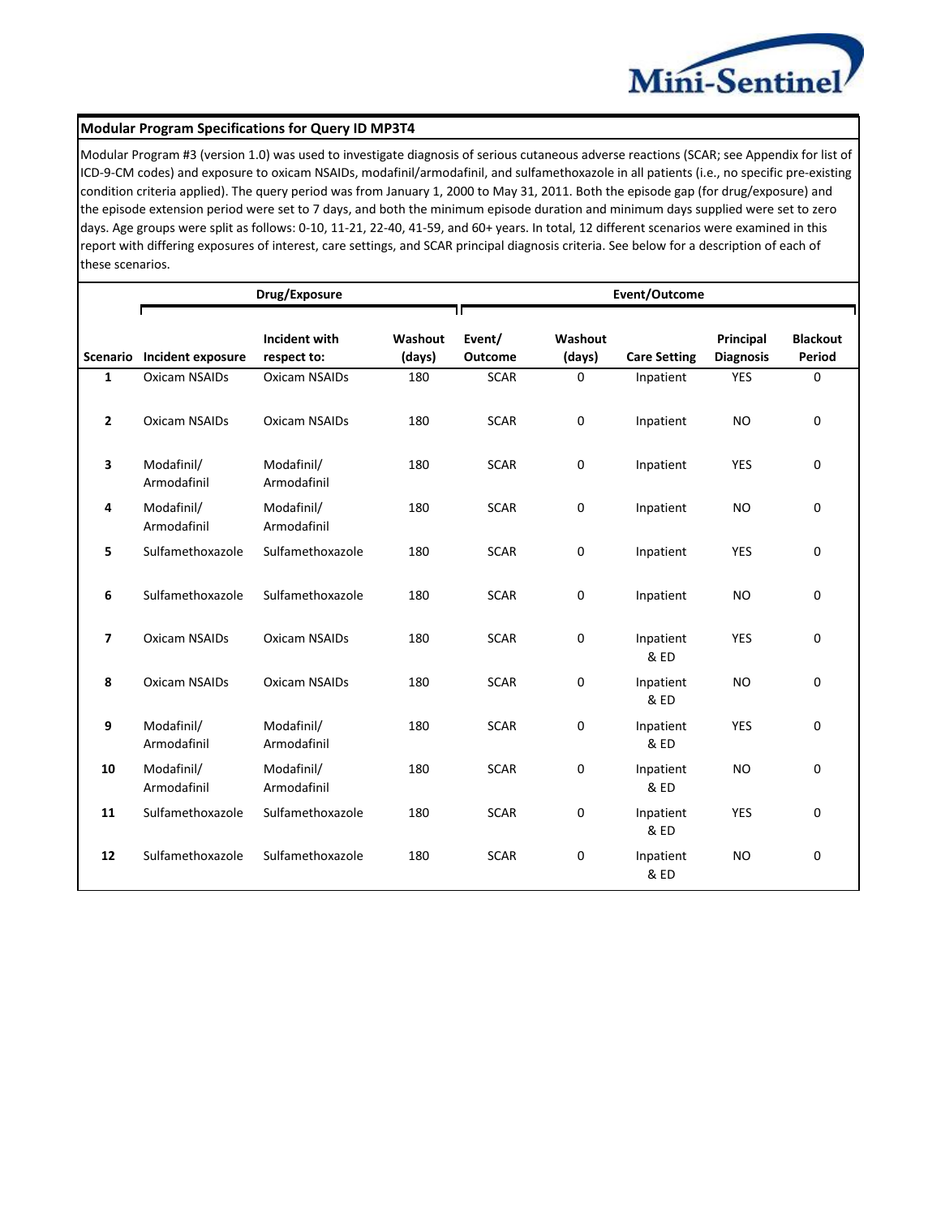## Modular Program Specifications for Query ID MP3T4

Modular Program #3 (version 1.0) was used to investigate diagnosis of serious cutaneous adverse reactions (SCAR; see Appendix for list of ICD-9-CM codes) and exposure to oxicam NSAIDs, modafinil/armodafinil, and sulfamethoxazole in all patients (i.e., no specific pre-existing condition criteria applied). The query period was from January 1, 2000 to May 31, 2011. Both the episode gap (for drug/exposure) and the episode extension period were set to 7 days, and both the minimum episode duration and minimum days supplied were set to zero days. Age groups were split as follows: 0-10, 11-21, 22-40, 41-59, and 60+ years. In total, 12 different scenarios were examined in this report with differing exposures of interest, care settings, and SCAR principal diagnosis criteria. See below for a description of each of these scenarios.

| | Drug/Exposure | | | Event/Outcome | | | | |
|---|---|---|---|---|---|---|---|---|
| **Scenario** | **Incident exposure** | **Incident with respect to:** | **Washout (days)** | **Event/ Outcome** | **Washout (days)** | **Care Setting** | **Principal Diagnosis** | **Blackout Period** |
| **1** | Oxicam NSAIDs | Oxicam NSAIDs | 180 | SCAR | 0 | Inpatient | YES | 0 |
| **2** | Oxicam NSAIDs | Oxicam NSAIDs | 180 | SCAR | 0 | Inpatient | NO | 0 |
| **3** | Modafinil/ Armodafinil | Modafinil/ Armodafinil | 180 | SCAR | 0 | Inpatient | YES | 0 |
| **4** | Modafinil/ Armodafinil | Modafinil/ Armodafinil | 180 | SCAR | 0 | Inpatient | NO | 0 |
| **5** | Sulfamethoxazole | Sulfamethoxazole | 180 | SCAR | 0 | Inpatient | YES | 0 |
| **6** | Sulfamethoxazole | Sulfamethoxazole | 180 | SCAR | 0 | Inpatient | NO | 0 |
| **7** | Oxicam NSAIDs | Oxicam NSAIDs | 180 | SCAR | 0 | Inpatient & ED | YES | 0 |
| **8** | Oxicam NSAIDs | Oxicam NSAIDs | 180 | SCAR | 0 | Inpatient & ED | NO | 0 |
| **9** | Modafinil/ Armodafinil | Modafinil/ Armodafinil | 180 | SCAR | 0 | Inpatient & ED | YES | 0 |
| **10** | Modafinil/ Armodafinil | Modafinil/ Armodafinil | 180 | SCAR | 0 | Inpatient & ED | NO | 0 |
| **11** | Sulfamethoxazole | Sulfamethoxazole | 180 | SCAR | 0 | Inpatient & ED | YES | 0 |
| **12** | Sulfamethoxazole | Sulfamethoxazole | 180 | SCAR | 0 | Inpatient & ED | NO | 0 |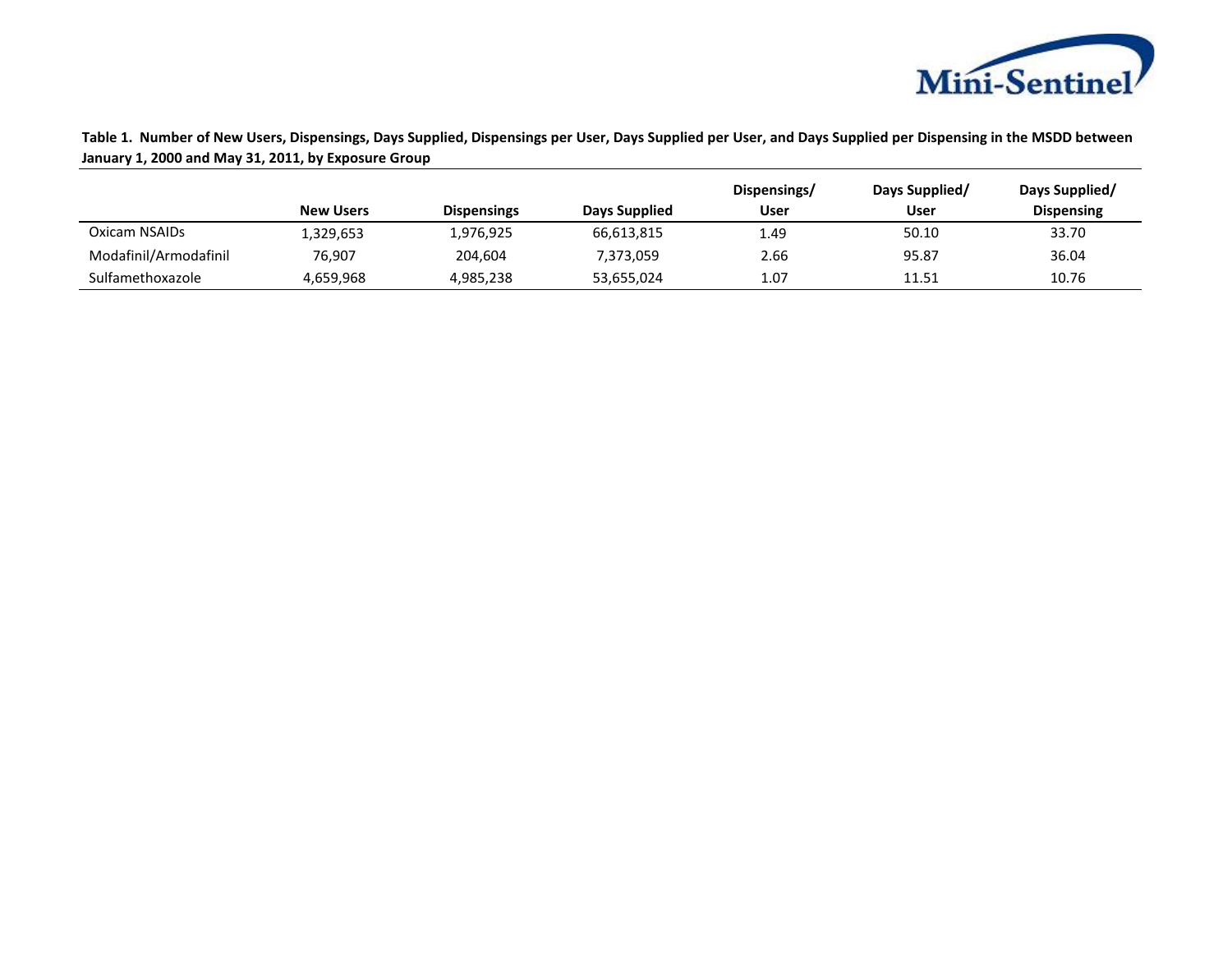**Table 1. Number of New Users, Dispensings, Days Supplied, Dispensings per User, Days Supplied per User, and Days Supplied per Dispensing in the MSDD between January 1, 2000 and May 31, 2011, by Exposure Group**

| | New Users | Dispensings | Days Supplied | Dispensings/ User | Days Supplied/ User | Days Supplied/ Dispensing |
|---|---|---|---|---|---|---|
| Oxicam NSAIDs | 1,329,653 | 1,976,925 | 66,613,815 | 1.49 | 50.10 | 33.70 |
| Modafinil/Armodafinil | 76,907 | 204,604 | 7,373,059 | 2.66 | 95.87 | 36.04 |
| Sulfamethoxazole | 4,659,968 | 4,985,238 | 53,655,024 | 1.07 | 11.51 | 10.76 |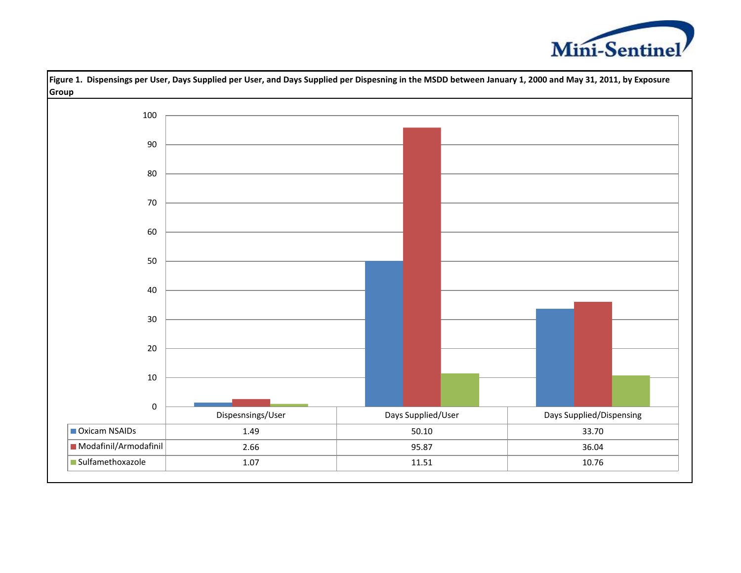**Figure 1. Dispensings per User, Days Supplied per User, and Days Supplied per Dispesning in the MSDD between January 1, 2000 and May 31, 2011, by Exposure Group**

| | Dispesnsings/User | Days Supplied/User | Days Supplied/Dispensing |
|---|---|---|---|
| Oxicam NSAIDs | 1.49 | 50.10 | 33.70 |
| Modafinil/Armodafinil | 2.66 | 95.87 | 36.04 |
| Sulfamethoxazole | 1.07 | 11.51 | 10.76 |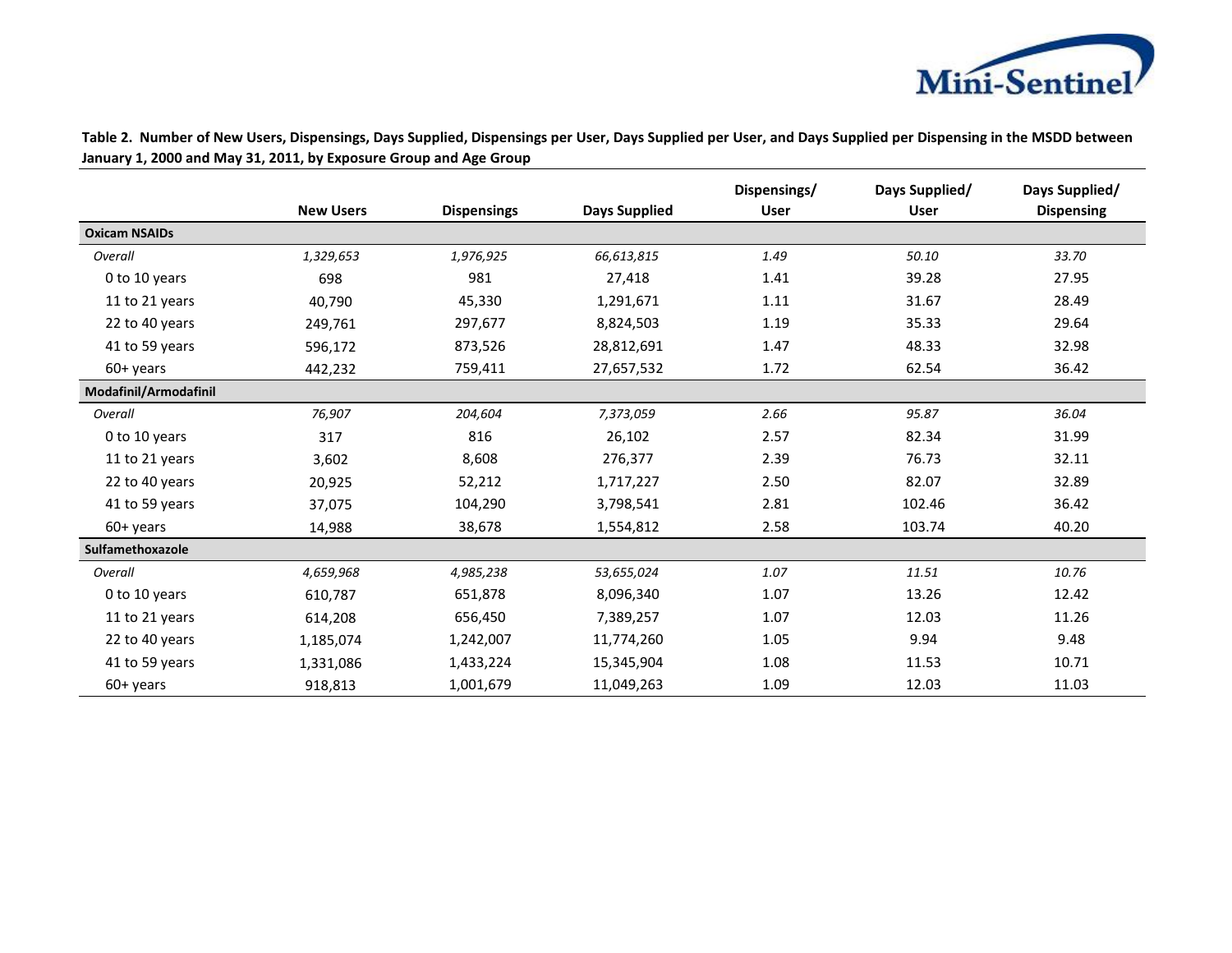**Table 2. Number of New Users, Dispensings, Days Supplied, Dispensings per User, Days Supplied per User, and Days Supplied per Dispensing in the MSDD between January 1, 2000 and May 31, 2011, by Exposure Group and Age Group**

| | New Users | Dispensings | Days Supplied | Dispensings/ User | Days Supplied/ User | Days Supplied/ Dispensing |
|---|---|---|---|---|---|---|
| **Oxicam NSAIDs** | | | | | | |
| *Overall* | *1,329,653* | *1,976,925* | *66,613,815* | *1.49* | *50.10* | *33.70* |
| 0 to 10 years | 698 | 981 | 27,418 | 1.41 | 39.28 | 27.95 |
| 11 to 21 years | 40,790 | 45,330 | 1,291,671 | 1.11 | 31.67 | 28.49 |
| 22 to 40 years | 249,761 | 297,677 | 8,824,503 | 1.19 | 35.33 | 29.64 |
| 41 to 59 years | 596,172 | 873,526 | 28,812,691 | 1.47 | 48.33 | 32.98 |
| 60+ years | 442,232 | 759,411 | 27,657,532 | 1.72 | 62.54 | 36.42 |
| **Modafinil/Armodafinil** | | | | | | |
| *Overall* | *76,907* | *204,604* | *7,373,059* | *2.66* | *95.87* | *36.04* |
| 0 to 10 years | 317 | 816 | 26,102 | 2.57 | 82.34 | 31.99 |
| 11 to 21 years | 3,602 | 8,608 | 276,377 | 2.39 | 76.73 | 32.11 |
| 22 to 40 years | 20,925 | 52,212 | 1,717,227 | 2.50 | 82.07 | 32.89 |
| 41 to 59 years | 37,075 | 104,290 | 3,798,541 | 2.81 | 102.46 | 36.42 |
| 60+ years | 14,988 | 38,678 | 1,554,812 | 2.58 | 103.74 | 40.20 |
| **Sulfamethoxazole** | | | | | | |
| *Overall* | *4,659,968* | *4,985,238* | *53,655,024* | *1.07* | *11.51* | *10.76* |
| 0 to 10 years | 610,787 | 651,878 | 8,096,340 | 1.07 | 13.26 | 12.42 |
| 11 to 21 years | 614,208 | 656,450 | 7,389,257 | 1.07 | 12.03 | 11.26 |
| 22 to 40 years | 1,185,074 | 1,242,007 | 11,774,260 | 1.05 | 9.94 | 9.48 |
| 41 to 59 years | 1,331,086 | 1,433,224 | 15,345,904 | 1.08 | 11.53 | 10.71 |
| 60+ years | 918,813 | 1,001,679 | 11,049,263 | 1.09 | 12.03 | 11.03 |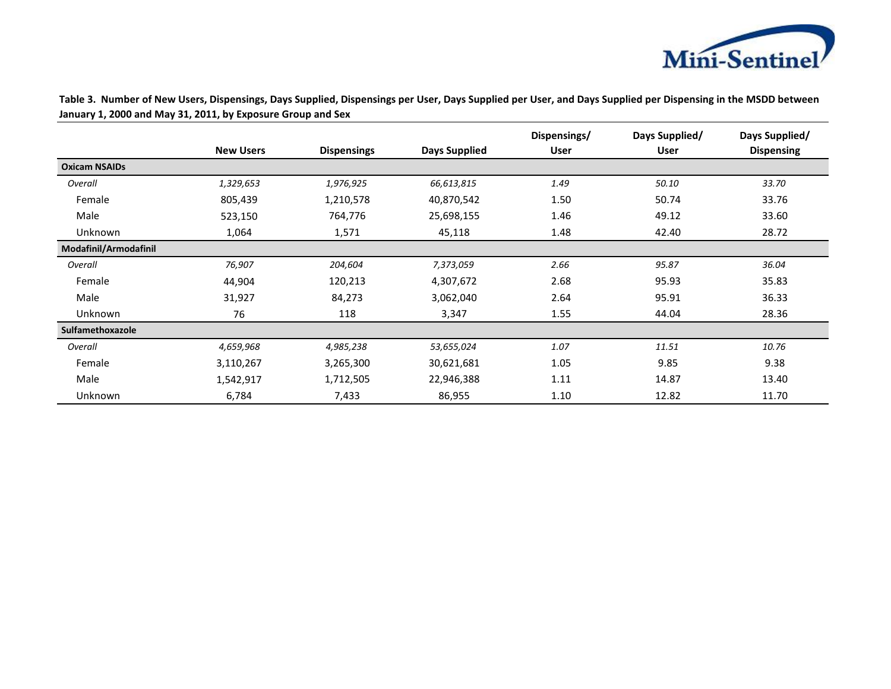**Table 3. Number of New Users, Dispensings, Days Supplied, Dispensings per User, Days Supplied per User, and Days Supplied per Dispensing in the MSDD between January 1, 2000 and May 31, 2011, by Exposure Group and Sex**

| | New Users | Dispensings | Days Supplied | Dispensings/ User | Days Supplied/ User | Days Supplied/ Dispensing |
|---|---|---|---|---|---|---|
| **Oxicam NSAIDs** | | | | | | |
| *Overall* | *1,329,653* | *1,976,925* | *66,613,815* | *1.49* | *50.10* | *33.70* |
| Female | 805,439 | 1,210,578 | 40,870,542 | 1.50 | 50.74 | 33.76 |
| Male | 523,150 | 764,776 | 25,698,155 | 1.46 | 49.12 | 33.60 |
| Unknown | 1,064 | 1,571 | 45,118 | 1.48 | 42.40 | 28.72 |
| **Modafinil/Armodafinil** | | | | | | |
| *Overall* | *76,907* | *204,604* | *7,373,059* | *2.66* | *95.87* | *36.04* |
| Female | 44,904 | 120,213 | 4,307,672 | 2.68 | 95.93 | 35.83 |
| Male | 31,927 | 84,273 | 3,062,040 | 2.64 | 95.91 | 36.33 |
| Unknown | 76 | 118 | 3,347 | 1.55 | 44.04 | 28.36 |
| **Sulfamethoxazole** | | | | | | |
| *Overall* | *4,659,968* | *4,985,238* | *53,655,024* | *1.07* | *11.51* | *10.76* |
| Female | 3,110,267 | 3,265,300 | 30,621,681 | 1.05 | 9.85 | 9.38 |
| Male | 1,542,917 | 1,712,505 | 22,946,388 | 1.11 | 14.87 | 13.40 |
| Unknown | 6,784 | 7,433 | 86,955 | 1.10 | 12.82 | 11.70 |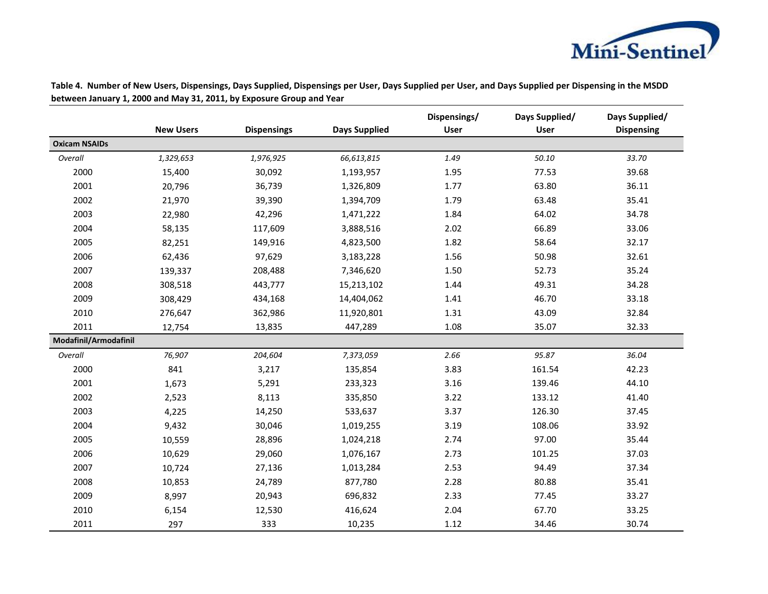**Table 4. Number of New Users, Dispensings, Days Supplied, Dispensings per User, Days Supplied per User, and Days Supplied per Dispensing in the MSDD between January 1, 2000 and May 31, 2011, by Exposure Group and Year**

| | New Users | Dispensings | Days Supplied | Dispensings/ User | Days Supplied/ User | Days Supplied/ Dispensing |
|---|---|---|---|---|---|---|
| **Oxicam NSAIDs** | | | | | | |
| *Overall* | *1,329,653* | *1,976,925* | *66,613,815* | *1.49* | *50.10* | *33.70* |
| 2000 | 15,400 | 30,092 | 1,193,957 | 1.95 | 77.53 | 39.68 |
| 2001 | 20,796 | 36,739 | 1,326,809 | 1.77 | 63.80 | 36.11 |
| 2002 | 21,970 | 39,390 | 1,394,709 | 1.79 | 63.48 | 35.41 |
| 2003 | 22,980 | 42,296 | 1,471,222 | 1.84 | 64.02 | 34.78 |
| 2004 | 58,135 | 117,609 | 3,888,516 | 2.02 | 66.89 | 33.06 |
| 2005 | 82,251 | 149,916 | 4,823,500 | 1.82 | 58.64 | 32.17 |
| 2006 | 62,436 | 97,629 | 3,183,228 | 1.56 | 50.98 | 32.61 |
| 2007 | 139,337 | 208,488 | 7,346,620 | 1.50 | 52.73 | 35.24 |
| 2008 | 308,518 | 443,777 | 15,213,102 | 1.44 | 49.31 | 34.28 |
| 2009 | 308,429 | 434,168 | 14,404,062 | 1.41 | 46.70 | 33.18 |
| 2010 | 276,647 | 362,986 | 11,920,801 | 1.31 | 43.09 | 32.84 |
| 2011 | 12,754 | 13,835 | 447,289 | 1.08 | 35.07 | 32.33 |
| **Modafinil/Armodafinil** | | | | | | |
| *Overall* | *76,907* | *204,604* | *7,373,059* | *2.66* | *95.87* | *36.04* |
| 2000 | 841 | 3,217 | 135,854 | 3.83 | 161.54 | 42.23 |
| 2001 | 1,673 | 5,291 | 233,323 | 3.16 | 139.46 | 44.10 |
| 2002 | 2,523 | 8,113 | 335,850 | 3.22 | 133.12 | 41.40 |
| 2003 | 4,225 | 14,250 | 533,637 | 3.37 | 126.30 | 37.45 |
| 2004 | 9,432 | 30,046 | 1,019,255 | 3.19 | 108.06 | 33.92 |
| 2005 | 10,559 | 28,896 | 1,024,218 | 2.74 | 97.00 | 35.44 |
| 2006 | 10,629 | 29,060 | 1,076,167 | 2.73 | 101.25 | 37.03 |
| 2007 | 10,724 | 27,136 | 1,013,284 | 2.53 | 94.49 | 37.34 |
| 2008 | 10,853 | 24,789 | 877,780 | 2.28 | 80.88 | 35.41 |
| 2009 | 8,997 | 20,943 | 696,832 | 2.33 | 77.45 | 33.27 |
| 2010 | 6,154 | 12,530 | 416,624 | 2.04 | 67.70 | 33.25 |
| 2011 | 297 | 333 | 10,235 | 1.12 | 34.46 | 30.74 |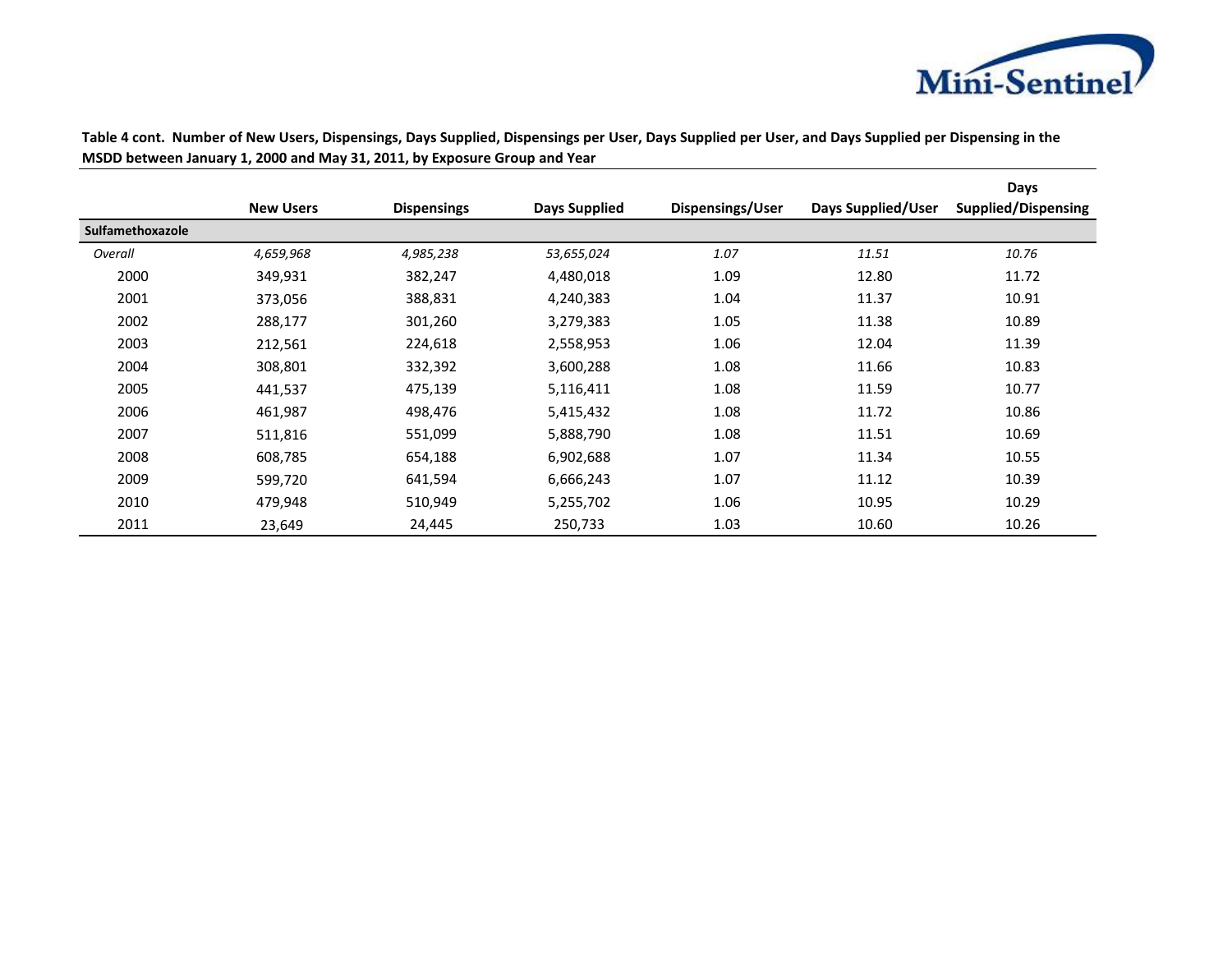**Table 4 cont. Number of New Users, Dispensings, Days Supplied, Dispensings per User, Days Supplied per User, and Days Supplied per Dispensing in the MSDD between January 1, 2000 and May 31, 2011, by Exposure Group and Year**

| | New Users | Dispensings | Days Supplied | Dispensings/User | Days Supplied/User | Days Supplied/Dispensing |
|---|---|---|---|---|---|---|
| **Sulfamethoxazole** | | | | | | |
| *Overall* | *4,659,968* | *4,985,238* | *53,655,024* | *1.07* | *11.51* | *10.76* |
| 2000 | 349,931 | 382,247 | 4,480,018 | 1.09 | 12.80 | 11.72 |
| 2001 | 373,056 | 388,831 | 4,240,383 | 1.04 | 11.37 | 10.91 |
| 2002 | 288,177 | 301,260 | 3,279,383 | 1.05 | 11.38 | 10.89 |
| 2003 | 212,561 | 224,618 | 2,558,953 | 1.06 | 12.04 | 11.39 |
| 2004 | 308,801 | 332,392 | 3,600,288 | 1.08 | 11.66 | 10.83 |
| 2005 | 441,537 | 475,139 | 5,116,411 | 1.08 | 11.59 | 10.77 |
| 2006 | 461,987 | 498,476 | 5,415,432 | 1.08 | 11.72 | 10.86 |
| 2007 | 511,816 | 551,099 | 5,888,790 | 1.08 | 11.51 | 10.69 |
| 2008 | 608,785 | 654,188 | 6,902,688 | 1.07 | 11.34 | 10.55 |
| 2009 | 599,720 | 641,594 | 6,666,243 | 1.07 | 11.12 | 10.39 |
| 2010 | 479,948 | 510,949 | 5,255,702 | 1.06 | 10.95 | 10.29 |
| 2011 | 23,649 | 24,445 | 250,733 | 1.03 | 10.60 | 10.26 |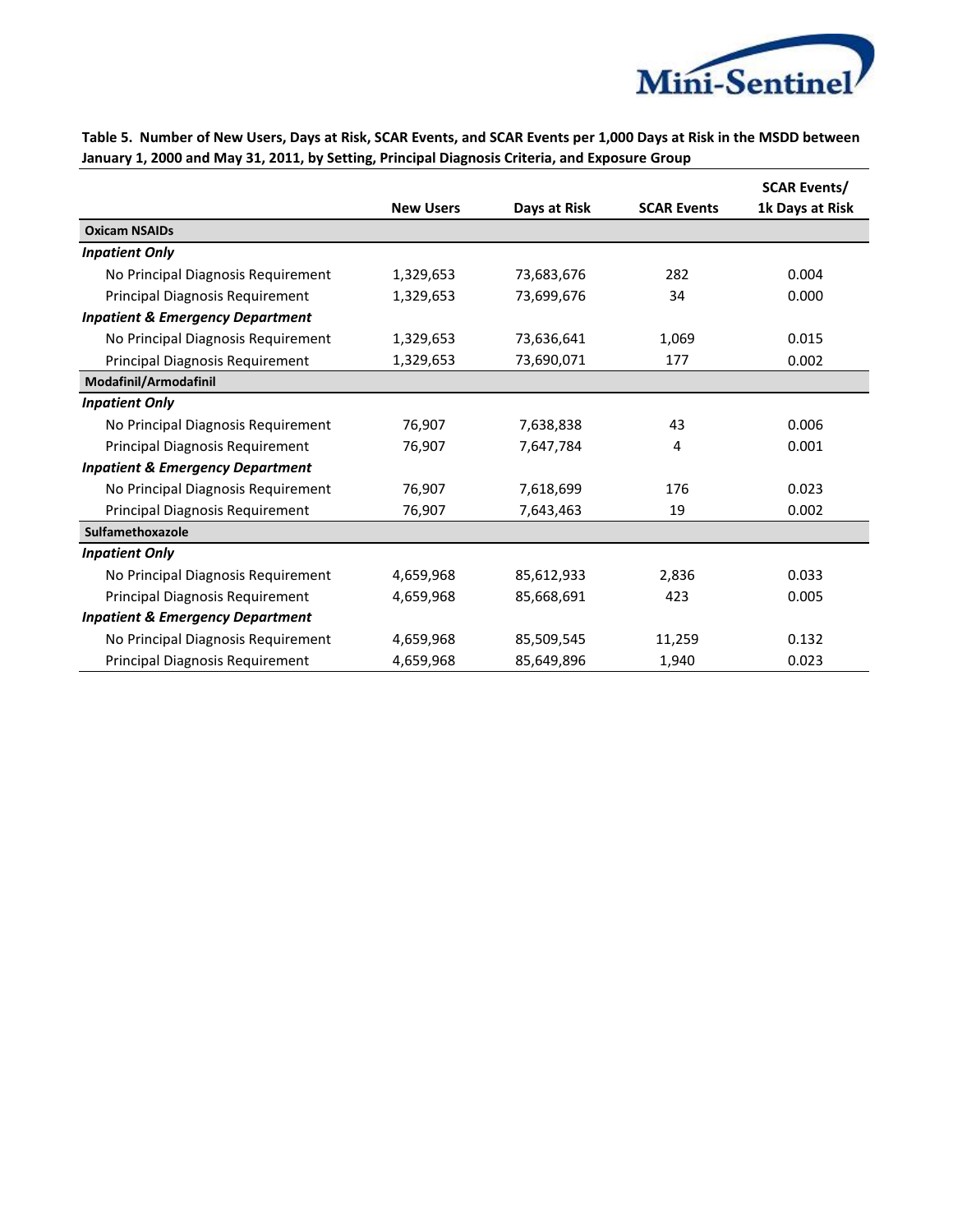**Table 5. Number of New Users, Days at Risk, SCAR Events, and SCAR Events per 1,000 Days at Risk in the MSDD between January 1, 2000 and May 31, 2011, by Setting, Principal Diagnosis Criteria, and Exposure Group**

| | New Users | Days at Risk | SCAR Events | SCAR Events/ 1k Days at Risk |
|---|---|---|---|---|
| **Oxicam NSAIDs** | | | | |
| ***Inpatient Only*** | | | | |
| No Principal Diagnosis Requirement | 1,329,653 | 73,683,676 | 282 | 0.004 |
| Principal Diagnosis Requirement | 1,329,653 | 73,699,676 | 34 | 0.000 |
| ***Inpatient & Emergency Department*** | | | | |
| No Principal Diagnosis Requirement | 1,329,653 | 73,636,641 | 1,069 | 0.015 |
| Principal Diagnosis Requirement | 1,329,653 | 73,690,071 | 177 | 0.002 |
| **Modafinil/Armodafinil** | | | | |
| ***Inpatient Only*** | | | | |
| No Principal Diagnosis Requirement | 76,907 | 7,638,838 | 43 | 0.006 |
| Principal Diagnosis Requirement | 76,907 | 7,647,784 | 4 | 0.001 |
| ***Inpatient & Emergency Department*** | | | | |
| No Principal Diagnosis Requirement | 76,907 | 7,618,699 | 176 | 0.023 |
| Principal Diagnosis Requirement | 76,907 | 7,643,463 | 19 | 0.002 |
| **Sulfamethoxazole** | | | | |
| ***Inpatient Only*** | | | | |
| No Principal Diagnosis Requirement | 4,659,968 | 85,612,933 | 2,836 | 0.033 |
| Principal Diagnosis Requirement | 4,659,968 | 85,668,691 | 423 | 0.005 |
| ***Inpatient & Emergency Department*** | | | | |
| No Principal Diagnosis Requirement | 4,659,968 | 85,509,545 | 11,259 | 0.132 |
| Principal Diagnosis Requirement | 4,659,968 | 85,649,896 | 1,940 | 0.023 |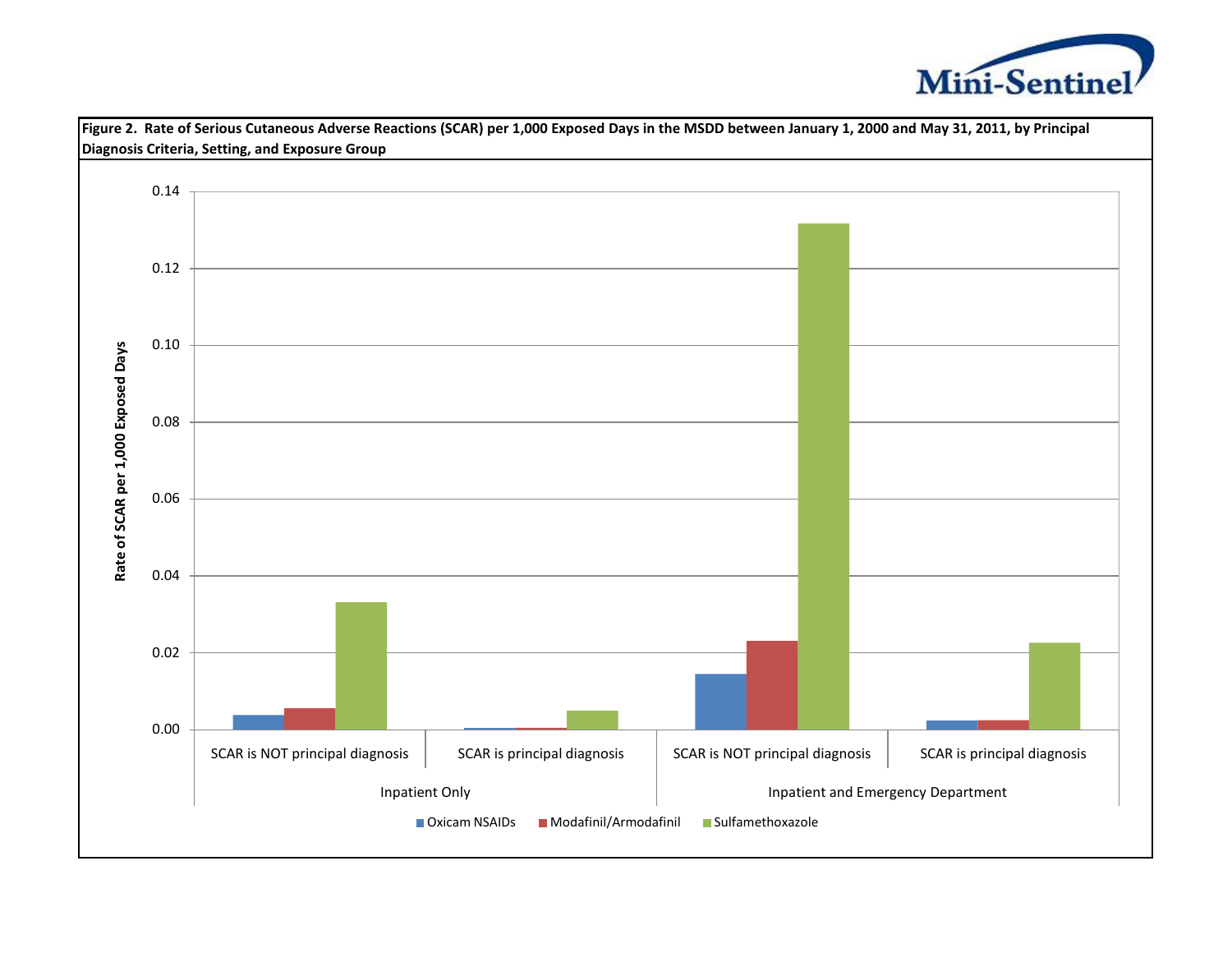**Figure 2. Rate of Serious Cutaneous Adverse Reactions (SCAR) per 1,000 Exposed Days in the MSDD between January 1, 2000 and May 31, 2011, by Principal Diagnosis Criteria, Setting, and Exposure Group**

Rate of SCAR per 1,000 Exposed Days

0.14
0.12
0.10
0.08
0.06
0.04
0.02
0.00

SCAR is NOT principal diagnosis | SCAR is principal diagnosis | SCAR is NOT principal diagnosis | SCAR is principal diagnosis

Inpatient Only | Inpatient and Emergency Department

Oxicam NSAIDs | Modafinil/Armodafinil | Sulfamethoxazole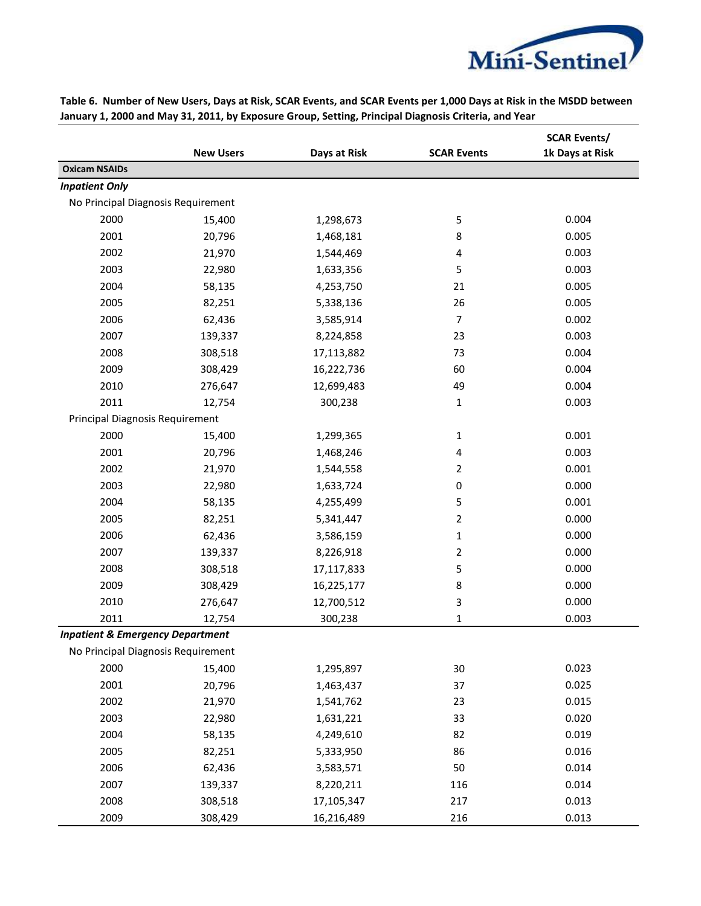**Table 6. Number of New Users, Days at Risk, SCAR Events, and SCAR Events per 1,000 Days at Risk in the MSDD between January 1, 2000 and May 31, 2011, by Exposure Group, Setting, Principal Diagnosis Criteria, and Year**

| | New Users | Days at Risk | SCAR Events | SCAR Events/ 1k Days at Risk |
|---|---|---|---|---|
| **Oxicam NSAIDs** | | | | |
| ***Inpatient Only*** | | | | |
| No Principal Diagnosis Requirement | | | | |
| 2000 | 15,400 | 1,298,673 | 5 | 0.004 |
| 2001 | 20,796 | 1,468,181 | 8 | 0.005 |
| 2002 | 21,970 | 1,544,469 | 4 | 0.003 |
| 2003 | 22,980 | 1,633,356 | 5 | 0.003 |
| 2004 | 58,135 | 4,253,750 | 21 | 0.005 |
| 2005 | 82,251 | 5,338,136 | 26 | 0.005 |
| 2006 | 62,436 | 3,585,914 | 7 | 0.002 |
| 2007 | 139,337 | 8,224,858 | 23 | 0.003 |
| 2008 | 308,518 | 17,113,882 | 73 | 0.004 |
| 2009 | 308,429 | 16,222,736 | 60 | 0.004 |
| 2010 | 276,647 | 12,699,483 | 49 | 0.004 |
| 2011 | 12,754 | 300,238 | 1 | 0.003 |
| Principal Diagnosis Requirement | | | | |
| 2000 | 15,400 | 1,299,365 | 1 | 0.001 |
| 2001 | 20,796 | 1,468,246 | 4 | 0.003 |
| 2002 | 21,970 | 1,544,558 | 2 | 0.001 |
| 2003 | 22,980 | 1,633,724 | 0 | 0.000 |
| 2004 | 58,135 | 4,255,499 | 5 | 0.001 |
| 2005 | 82,251 | 5,341,447 | 2 | 0.000 |
| 2006 | 62,436 | 3,586,159 | 1 | 0.000 |
| 2007 | 139,337 | 8,226,918 | 2 | 0.000 |
| 2008 | 308,518 | 17,117,833 | 5 | 0.000 |
| 2009 | 308,429 | 16,225,177 | 8 | 0.000 |
| 2010 | 276,647 | 12,700,512 | 3 | 0.000 |
| 2011 | 12,754 | 300,238 | 1 | 0.003 |
| ***Inpatient & Emergency Department*** | | | | |
| No Principal Diagnosis Requirement | | | | |
| 2000 | 15,400 | 1,295,897 | 30 | 0.023 |
| 2001 | 20,796 | 1,463,437 | 37 | 0.025 |
| 2002 | 21,970 | 1,541,762 | 23 | 0.015 |
| 2003 | 22,980 | 1,631,221 | 33 | 0.020 |
| 2004 | 58,135 | 4,249,610 | 82 | 0.019 |
| 2005 | 82,251 | 5,333,950 | 86 | 0.016 |
| 2006 | 62,436 | 3,583,571 | 50 | 0.014 |
| 2007 | 139,337 | 8,220,211 | 116 | 0.014 |
| 2008 | 308,518 | 17,105,347 | 217 | 0.013 |
| 2009 | 308,429 | 16,216,489 | 216 | 0.013 |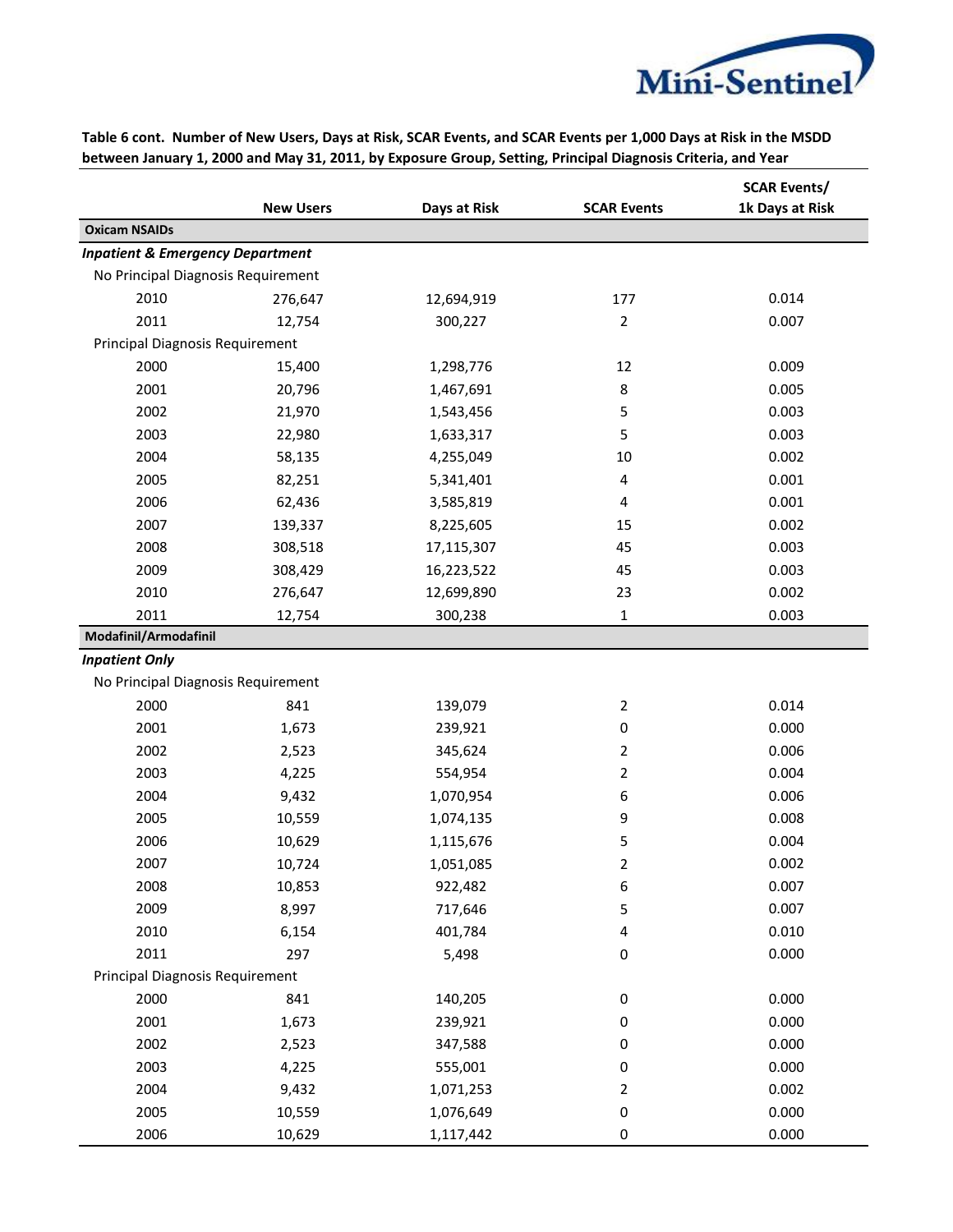**Table 6 cont. Number of New Users, Days at Risk, SCAR Events, and SCAR Events per 1,000 Days at Risk in the MSDD between January 1, 2000 and May 31, 2011, by Exposure Group, Setting, Principal Diagnosis Criteria, and Year**

| | New Users | Days at Risk | SCAR Events | SCAR Events/ 1k Days at Risk |
|---|---|---|---|---|
| **Oxicam NSAIDs** | | | | |
| ***Inpatient & Emergency Department*** | | | | |
| No Principal Diagnosis Requirement | | | | |
| 2010 | 276,647 | 12,694,919 | 177 | 0.014 |
| 2011 | 12,754 | 300,227 | 2 | 0.007 |
| Principal Diagnosis Requirement | | | | |
| 2000 | 15,400 | 1,298,776 | 12 | 0.009 |
| 2001 | 20,796 | 1,467,691 | 8 | 0.005 |
| 2002 | 21,970 | 1,543,456 | 5 | 0.003 |
| 2003 | 22,980 | 1,633,317 | 5 | 0.003 |
| 2004 | 58,135 | 4,255,049 | 10 | 0.002 |
| 2005 | 82,251 | 5,341,401 | 4 | 0.001 |
| 2006 | 62,436 | 3,585,819 | 4 | 0.001 |
| 2007 | 139,337 | 8,225,605 | 15 | 0.002 |
| 2008 | 308,518 | 17,115,307 | 45 | 0.003 |
| 2009 | 308,429 | 16,223,522 | 45 | 0.003 |
| 2010 | 276,647 | 12,699,890 | 23 | 0.002 |
| 2011 | 12,754 | 300,238 | 1 | 0.003 |
| **Modafinil/Armodafinil** | | | | |
| ***Inpatient Only*** | | | | |
| No Principal Diagnosis Requirement | | | | |
| 2000 | 841 | 139,079 | 2 | 0.014 |
| 2001 | 1,673 | 239,921 | 0 | 0.000 |
| 2002 | 2,523 | 345,624 | 2 | 0.006 |
| 2003 | 4,225 | 554,954 | 2 | 0.004 |
| 2004 | 9,432 | 1,070,954 | 6 | 0.006 |
| 2005 | 10,559 | 1,074,135 | 9 | 0.008 |
| 2006 | 10,629 | 1,115,676 | 5 | 0.004 |
| 2007 | 10,724 | 1,051,085 | 2 | 0.002 |
| 2008 | 10,853 | 922,482 | 6 | 0.007 |
| 2009 | 8,997 | 717,646 | 5 | 0.007 |
| 2010 | 6,154 | 401,784 | 4 | 0.010 |
| 2011 | 297 | 5,498 | 0 | 0.000 |
| Principal Diagnosis Requirement | | | | |
| 2000 | 841 | 140,205 | 0 | 0.000 |
| 2001 | 1,673 | 239,921 | 0 | 0.000 |
| 2002 | 2,523 | 347,588 | 0 | 0.000 |
| 2003 | 4,225 | 555,001 | 0 | 0.000 |
| 2004 | 9,432 | 1,071,253 | 2 | 0.002 |
| 2005 | 10,559 | 1,076,649 | 0 | 0.000 |
| 2006 | 10,629 | 1,117,442 | 0 | 0.000 |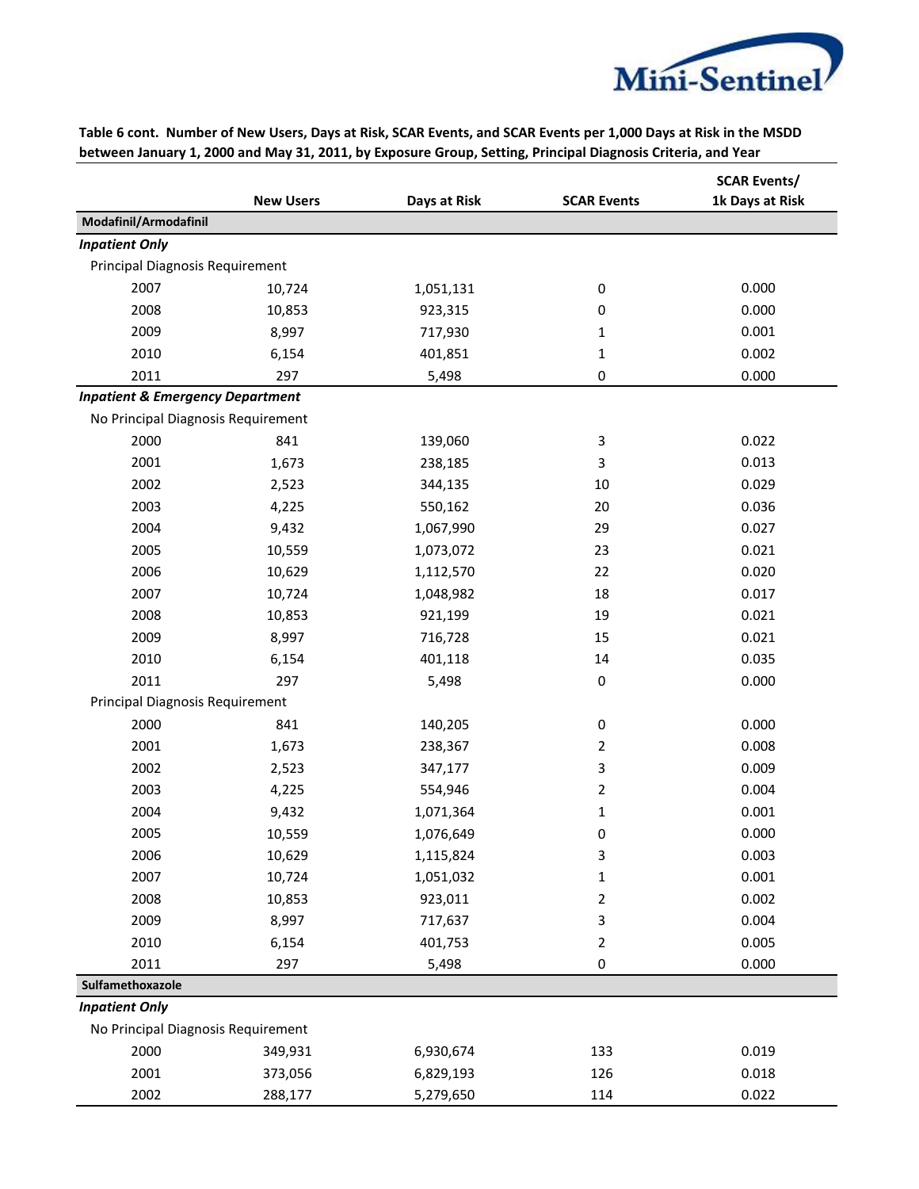**Table 6 cont. Number of New Users, Days at Risk, SCAR Events, and SCAR Events per 1,000 Days at Risk in the MSDD between January 1, 2000 and May 31, 2011, by Exposure Group, Setting, Principal Diagnosis Criteria, and Year**

| | New Users | Days at Risk | SCAR Events | SCAR Events/ 1k Days at Risk |
|---|---|---|---|---|
| **Modafinil/Armodafinil** | | | | |
| ***Inpatient Only*** | | | | |
| Principal Diagnosis Requirement | | | | |
| 2007 | 10,724 | 1,051,131 | 0 | 0.000 |
| 2008 | 10,853 | 923,315 | 0 | 0.000 |
| 2009 | 8,997 | 717,930 | 1 | 0.001 |
| 2010 | 6,154 | 401,851 | 1 | 0.002 |
| 2011 | 297 | 5,498 | 0 | 0.000 |
| ***Inpatient & Emergency Department*** | | | | |
| No Principal Diagnosis Requirement | | | | |
| 2000 | 841 | 139,060 | 3 | 0.022 |
| 2001 | 1,673 | 238,185 | 3 | 0.013 |
| 2002 | 2,523 | 344,135 | 10 | 0.029 |
| 2003 | 4,225 | 550,162 | 20 | 0.036 |
| 2004 | 9,432 | 1,067,990 | 29 | 0.027 |
| 2005 | 10,559 | 1,073,072 | 23 | 0.021 |
| 2006 | 10,629 | 1,112,570 | 22 | 0.020 |
| 2007 | 10,724 | 1,048,982 | 18 | 0.017 |
| 2008 | 10,853 | 921,199 | 19 | 0.021 |
| 2009 | 8,997 | 716,728 | 15 | 0.021 |
| 2010 | 6,154 | 401,118 | 14 | 0.035 |
| 2011 | 297 | 5,498 | 0 | 0.000 |
| Principal Diagnosis Requirement | | | | |
| 2000 | 841 | 140,205 | 0 | 0.000 |
| 2001 | 1,673 | 238,367 | 2 | 0.008 |
| 2002 | 2,523 | 347,177 | 3 | 0.009 |
| 2003 | 4,225 | 554,946 | 2 | 0.004 |
| 2004 | 9,432 | 1,071,364 | 1 | 0.001 |
| 2005 | 10,559 | 1,076,649 | 0 | 0.000 |
| 2006 | 10,629 | 1,115,824 | 3 | 0.003 |
| 2007 | 10,724 | 1,051,032 | 1 | 0.001 |
| 2008 | 10,853 | 923,011 | 2 | 0.002 |
| 2009 | 8,997 | 717,637 | 3 | 0.004 |
| 2010 | 6,154 | 401,753 | 2 | 0.005 |
| 2011 | 297 | 5,498 | 0 | 0.000 |
| **Sulfamethoxazole** | | | | |
| ***Inpatient Only*** | | | | |
| No Principal Diagnosis Requirement | | | | |
| 2000 | 349,931 | 6,930,674 | 133 | 0.019 |
| 2001 | 373,056 | 6,829,193 | 126 | 0.018 |
| 2002 | 288,177 | 5,279,650 | 114 | 0.022 |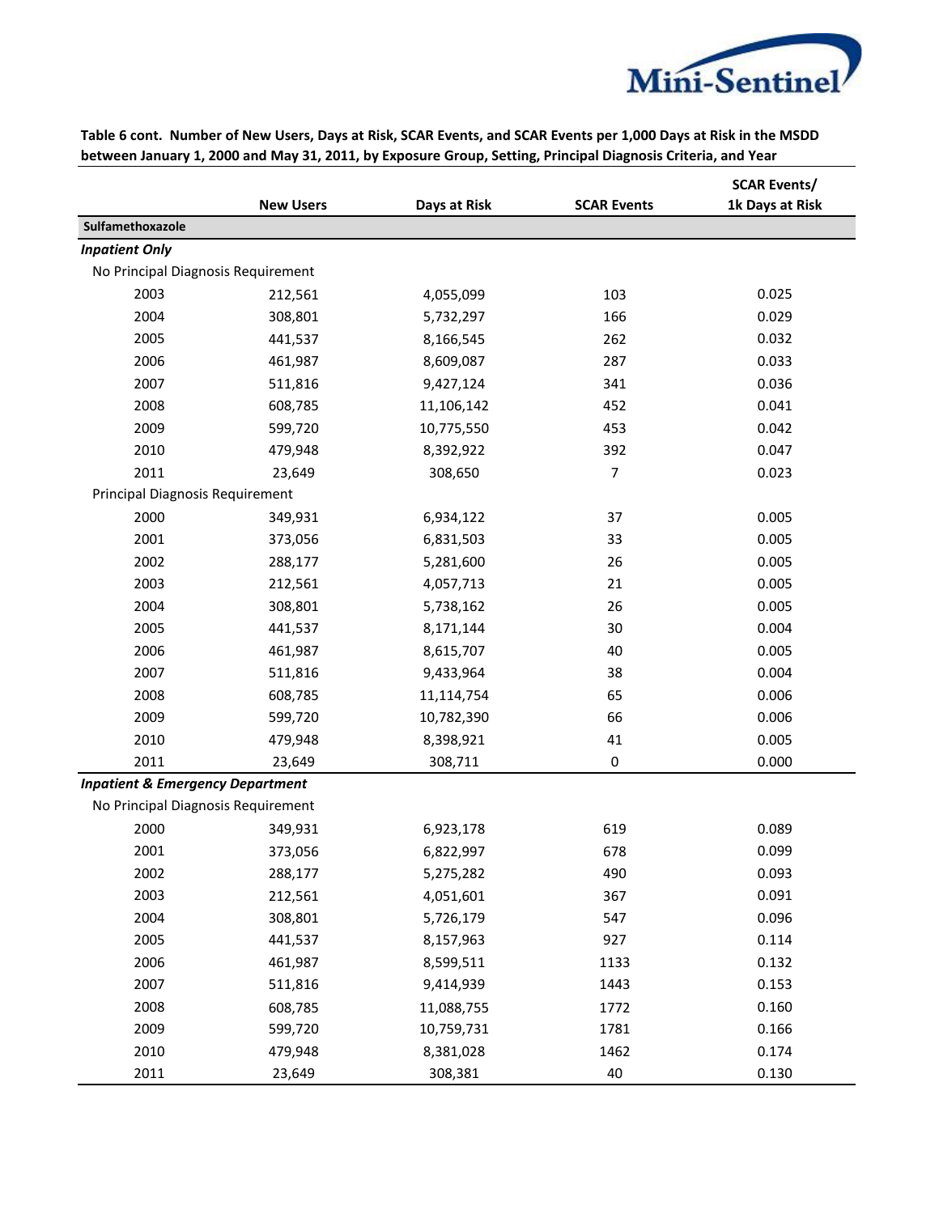**Table 6 cont. Number of New Users, Days at Risk, SCAR Events, and SCAR Events per 1,000 Days at Risk in the MSDD between January 1, 2000 and May 31, 2011, by Exposure Group, Setting, Principal Diagnosis Criteria, and Year**

| | New Users | Days at Risk | SCAR Events | SCAR Events/ 1k Days at Risk |
|---|---|---|---|---|
| **Sulfamethoxazole** | | | | |
| ***Inpatient Only*** | | | | |
| No Principal Diagnosis Requirement | | | | |
| 2003 | 212,561 | 4,055,099 | 103 | 0.025 |
| 2004 | 308,801 | 5,732,297 | 166 | 0.029 |
| 2005 | 441,537 | 8,166,545 | 262 | 0.032 |
| 2006 | 461,987 | 8,609,087 | 287 | 0.033 |
| 2007 | 511,816 | 9,427,124 | 341 | 0.036 |
| 2008 | 608,785 | 11,106,142 | 452 | 0.041 |
| 2009 | 599,720 | 10,775,550 | 453 | 0.042 |
| 2010 | 479,948 | 8,392,922 | 392 | 0.047 |
| 2011 | 23,649 | 308,650 | 7 | 0.023 |
| Principal Diagnosis Requirement | | | | |
| 2000 | 349,931 | 6,934,122 | 37 | 0.005 |
| 2001 | 373,056 | 6,831,503 | 33 | 0.005 |
| 2002 | 288,177 | 5,281,600 | 26 | 0.005 |
| 2003 | 212,561 | 4,057,713 | 21 | 0.005 |
| 2004 | 308,801 | 5,738,162 | 26 | 0.005 |
| 2005 | 441,537 | 8,171,144 | 30 | 0.004 |
| 2006 | 461,987 | 8,615,707 | 40 | 0.005 |
| 2007 | 511,816 | 9,433,964 | 38 | 0.004 |
| 2008 | 608,785 | 11,114,754 | 65 | 0.006 |
| 2009 | 599,720 | 10,782,390 | 66 | 0.006 |
| 2010 | 479,948 | 8,398,921 | 41 | 0.005 |
| 2011 | 23,649 | 308,711 | 0 | 0.000 |
| ***Inpatient & Emergency Department*** | | | | |
| No Principal Diagnosis Requirement | | | | |
| 2000 | 349,931 | 6,923,178 | 619 | 0.089 |
| 2001 | 373,056 | 6,822,997 | 678 | 0.099 |
| 2002 | 288,177 | 5,275,282 | 490 | 0.093 |
| 2003 | 212,561 | 4,051,601 | 367 | 0.091 |
| 2004 | 308,801 | 5,726,179 | 547 | 0.096 |
| 2005 | 441,537 | 8,157,963 | 927 | 0.114 |
| 2006 | 461,987 | 8,599,511 | 1133 | 0.132 |
| 2007 | 511,816 | 9,414,939 | 1443 | 0.153 |
| 2008 | 608,785 | 11,088,755 | 1772 | 0.160 |
| 2009 | 599,720 | 10,759,731 | 1781 | 0.166 |
| 2010 | 479,948 | 8,381,028 | 1462 | 0.174 |
| 2011 | 23,649 | 308,381 | 40 | 0.130 |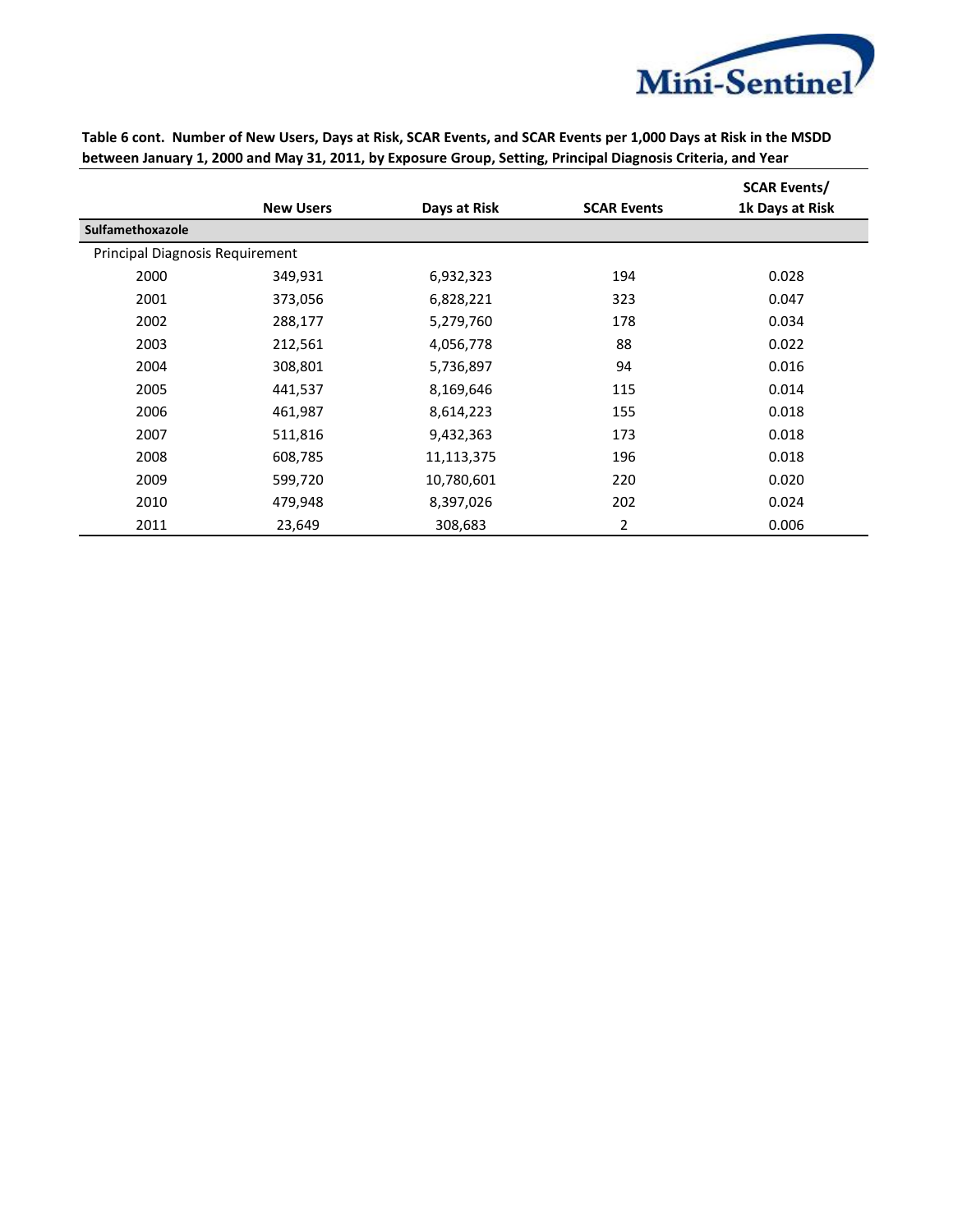**Table 6 cont. Number of New Users, Days at Risk, SCAR Events, and SCAR Events per 1,000 Days at Risk in the MSDD between January 1, 2000 and May 31, 2011, by Exposure Group, Setting, Principal Diagnosis Criteria, and Year**

| | New Users | Days at Risk | SCAR Events | SCAR Events/ 1k Days at Risk |
|---|---|---|---|---|
| **Sulfamethoxazole** | | | | |
| Principal Diagnosis Requirement | | | | |
| 2000 | 349,931 | 6,932,323 | 194 | 0.028 |
| 2001 | 373,056 | 6,828,221 | 323 | 0.047 |
| 2002 | 288,177 | 5,279,760 | 178 | 0.034 |
| 2003 | 212,561 | 4,056,778 | 88 | 0.022 |
| 2004 | 308,801 | 5,736,897 | 94 | 0.016 |
| 2005 | 441,537 | 8,169,646 | 115 | 0.014 |
| 2006 | 461,987 | 8,614,223 | 155 | 0.018 |
| 2007 | 511,816 | 9,432,363 | 173 | 0.018 |
| 2008 | 608,785 | 11,113,375 | 196 | 0.018 |
| 2009 | 599,720 | 10,780,601 | 220 | 0.020 |
| 2010 | 479,948 | 8,397,026 | 202 | 0.024 |
| 2011 | 23,649 | 308,683 | 2 | 0.006 |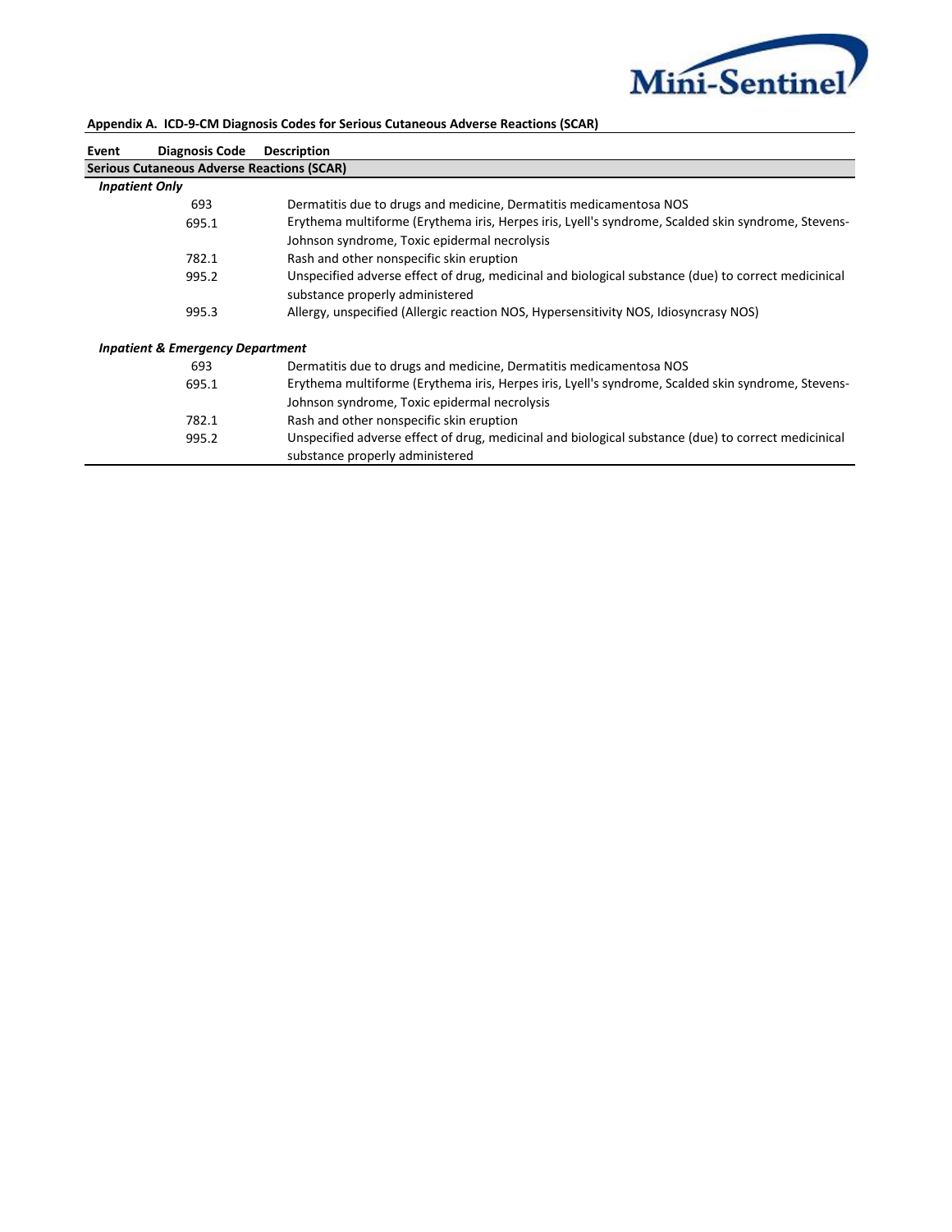**Appendix A. ICD-9-CM Diagnosis Codes for Serious Cutaneous Adverse Reactions (SCAR)**

| Event | Diagnosis Code | Description |
|---|---|---|
| **Serious Cutaneous Adverse Reactions (SCAR)** | | |
| ***Inpatient Only*** | | |
| | 693 | Dermatitis due to drugs and medicine, Dermatitis medicamentosa NOS |
| | 695.1 | Erythema multiforme (Erythema iris, Herpes iris, Lyell's syndrome, Scalded skin syndrome, Stevens-Johnson syndrome, Toxic epidermal necrolysis |
| | 782.1 | Rash and other nonspecific skin eruption |
| | 995.2 | Unspecified adverse effect of drug, medicinal and biological substance (due) to correct medicinical substance properly administered |
| | 995.3 | Allergy, unspecified (Allergic reaction NOS, Hypersensitivity NOS, Idiosyncrasy NOS) |
| ***Inpatient & Emergency Department*** | | |
| | 693 | Dermatitis due to drugs and medicine, Dermatitis medicamentosa NOS |
| | 695.1 | Erythema multiforme (Erythema iris, Herpes iris, Lyell's syndrome, Scalded skin syndrome, Stevens-Johnson syndrome, Toxic epidermal necrolysis |
| | 782.1 | Rash and other nonspecific skin eruption |
| | 995.2 | Unspecified adverse effect of drug, medicinal and biological substance (due) to correct medicinical substance properly administered |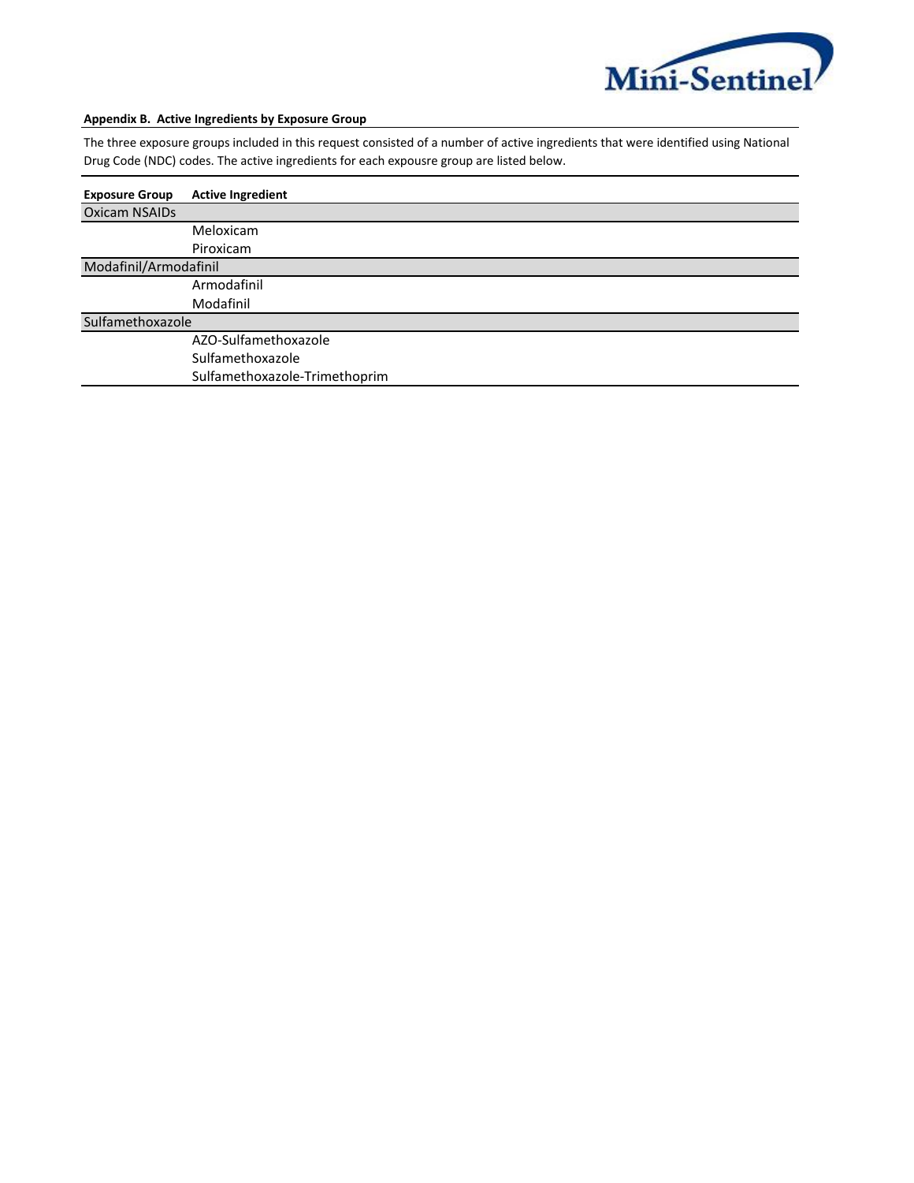**Appendix B. Active Ingredients by Exposure Group**

The three exposure groups included in this request consisted of a number of active ingredients that were identified using National Drug Code (NDC) codes. The active ingredients for each expousre group are listed below.

| Exposure Group | Active Ingredient |
| --- | --- |
| Oxicam NSAIDs | |
| | Meloxicam |
| | Piroxicam |
| Modafinil/Armodafinil | |
| | Armodafinil |
| | Modafinil |
| Sulfamethoxazole | |
| | AZO-Sulfamethoxazole |
| | Sulfamethoxazole |
| | Sulfamethoxazole-Trimethoprim |